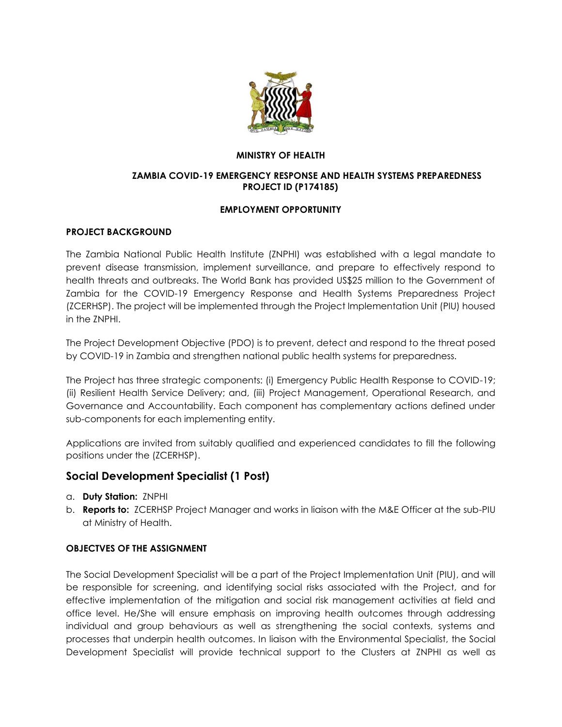**MINISTRY OF HEALTH**

**ZAMBIA COVID-19 EMERGENCY RESPONSE AND HEALTH SYSTEMS PREPAREDNESS PROJECT ID (P174185)**

**EMPLOYMENT OPPORTUNITY**

**PROJECT BACKGROUND**

The Zambia National Public Health Institute (ZNPHI) was established with a legal mandate to prevent disease transmission, implement surveillance, and prepare to effectively respond to health threats and outbreaks. The World Bank has provided US$25 million to the Government of Zambia for the COVID-19 Emergency Response and Health Systems Preparedness Project (ZCERHSP). The project will be implemented through the Project Implementation Unit (PIU) housed in the ZNPHI.

The Project Development Objective (PDO) is to prevent, detect and respond to the threat posed by COVID-19 in Zambia and strengthen national public health systems for preparedness.

The Project has three strategic components: (i) Emergency Public Health Response to COVID-19; (ii) Resilient Health Service Delivery; and, (iii) Project Management, Operational Research, and Governance and Accountability. Each component has complementary actions defined under sub-components for each implementing entity.

Applications are invited from suitably qualified and experienced candidates to fill the following positions under the (ZCERHSP).

## Social Development Specialist (1 Post)

a. **Duty Station:** ZNPHI
b. **Reports to:** ZCERHSP Project Manager and works in liaison with the M&E Officer at the sub-PIU at Ministry of Health.

**OBJECTVES OF THE ASSIGNMENT**

The Social Development Specialist will be a part of the Project Implementation Unit (PIU), and will be responsible for screening, and identifying social risks associated with the Project, and for effective implementation of the mitigation and social risk management activities at field and office level. He/She will ensure emphasis on improving health outcomes through addressing individual and group behaviours as well as strengthening the social contexts, systems and processes that underpin health outcomes. In liaison with the Environmental Specialist, the Social Development Specialist will provide technical support to the Clusters at ZNPHI as well as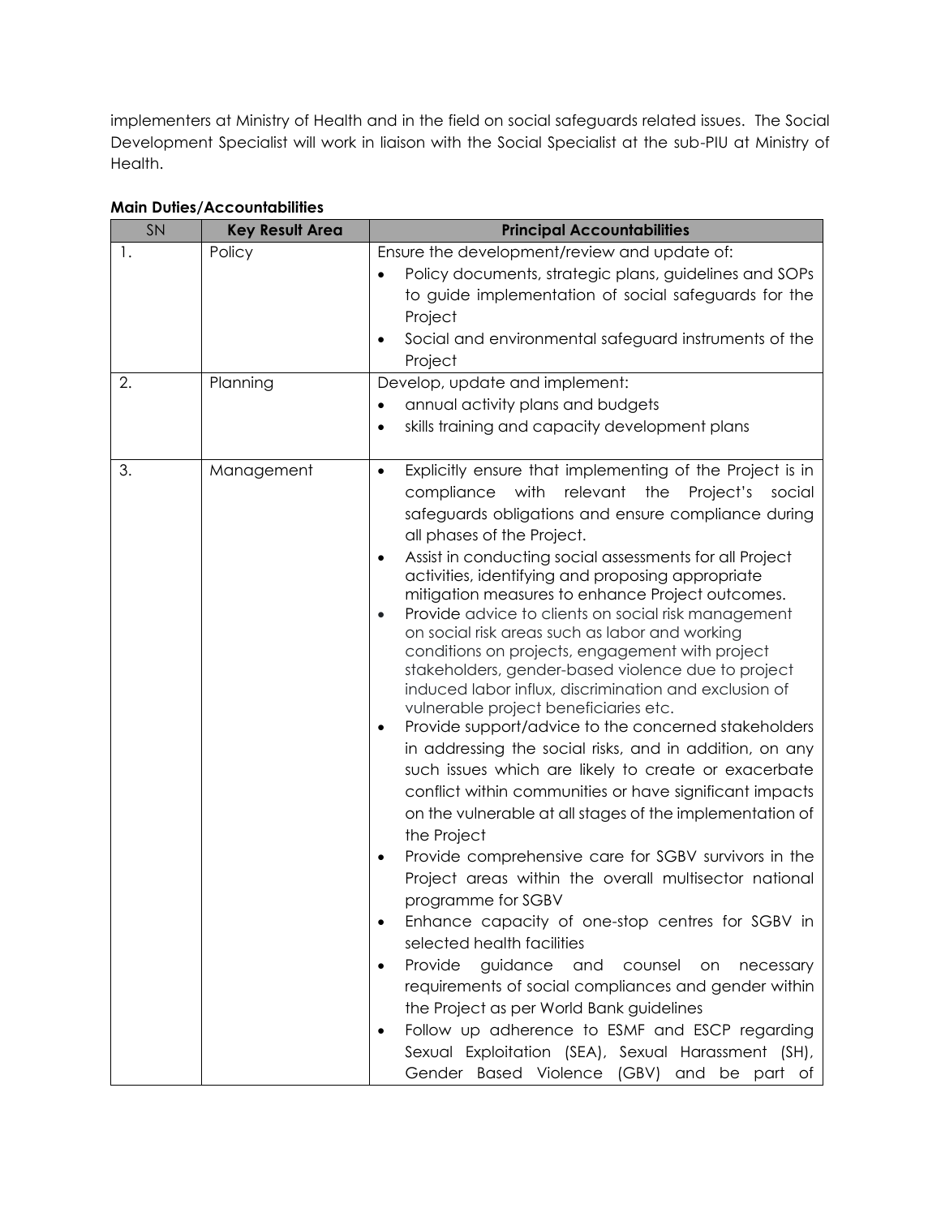implementers at Ministry of Health and in the field on social safeguards related issues. The Social Development Specialist will work in liaison with the Social Specialist at the sub-PIU at Ministry of Health.

**Main Duties/Accountabilities**

| SN | Key Result Area | Principal Accountabilities |
|---|---|---|
| 1. | Policy | Ensure the development/review and update of:<br>• Policy documents, strategic plans, guidelines and SOPs to guide implementation of social safeguards for the Project<br>• Social and environmental safeguard instruments of the Project |
| 2. | Planning | Develop, update and implement:<br>• annual activity plans and budgets<br>• skills training and capacity development plans |
| 3. | Management | • Explicitly ensure that implementing of the Project is in compliance with relevant the Project's social safeguards obligations and ensure compliance during all phases of the Project.<br>• Assist in conducting social assessments for all Project activities, identifying and proposing appropriate mitigation measures to enhance Project outcomes.<br>• Provide advice to clients on social risk management on social risk areas such as labor and working conditions on projects, engagement with project stakeholders, gender-based violence due to project induced labor influx, discrimination and exclusion of vulnerable project beneficiaries etc.<br>• Provide support/advice to the concerned stakeholders in addressing the social risks, and in addition, on any such issues which are likely to create or exacerbate conflict within communities or have significant impacts on the vulnerable at all stages of the implementation of the Project<br>• Provide comprehensive care for SGBV survivors in the Project areas within the overall multisector national programme for SGBV<br>• Enhance capacity of one-stop centres for SGBV in selected health facilities<br>• Provide guidance and counsel on necessary requirements of social compliances and gender within the Project as per World Bank guidelines<br>• Follow up adherence to ESMF and ESCP regarding Sexual Exploitation (SEA), Sexual Harassment (SH), Gender Based Violence (GBV) and be part of |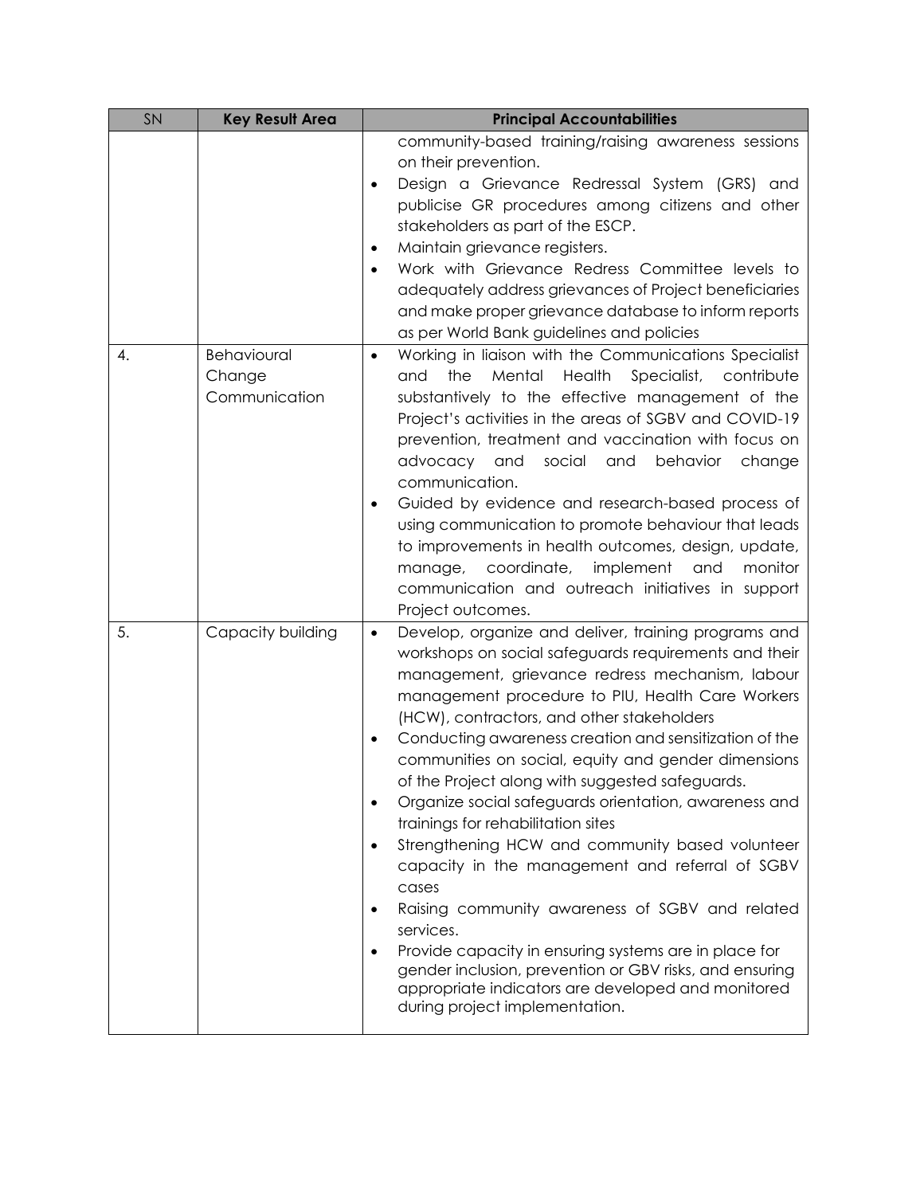| SN | Key Result Area | Principal Accountabilities |
|---|---|---|
| | | community-based training/raising awareness sessions on their prevention.<br>• Design a Grievance Redressal System (GRS) and publicise GR procedures among citizens and other stakeholders as part of the ESCP.<br>• Maintain grievance registers.<br>• Work with Grievance Redress Committee levels to adequately address grievances of Project beneficiaries and make proper grievance database to inform reports as per World Bank guidelines and policies |
| 4. | Behavioural Change Communication | • Working in liaison with the Communications Specialist and the Mental Health Specialist, contribute substantively to the effective management of the Project's activities in the areas of SGBV and COVID-19 prevention, treatment and vaccination with focus on advocacy and social and behavior change communication.<br>• Guided by evidence and research-based process of using communication to promote behaviour that leads to improvements in health outcomes, design, update, manage, coordinate, implement and monitor communication and outreach initiatives in support Project outcomes. |
| 5. | Capacity building | • Develop, organize and deliver, training programs and workshops on social safeguards requirements and their management, grievance redress mechanism, labour management procedure to PIU, Health Care Workers (HCW), contractors, and other stakeholders<br>• Conducting awareness creation and sensitization of the communities on social, equity and gender dimensions of the Project along with suggested safeguards.<br>• Organize social safeguards orientation, awareness and trainings for rehabilitation sites<br>• Strengthening HCW and community based volunteer capacity in the management and referral of SGBV cases<br>• Raising community awareness of SGBV and related services.<br>• Provide capacity in ensuring systems are in place for gender inclusion, prevention or GBV risks, and ensuring appropriate indicators are developed and monitored during project implementation. |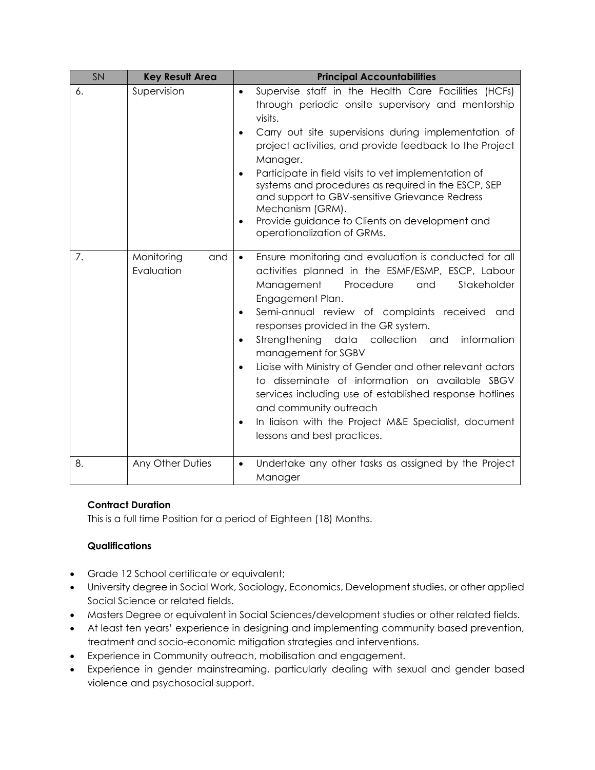| SN | Key Result Area | Principal Accountabilities |
|---|---|---|
| 6. | Supervision | • Supervise staff in the Health Care Facilities (HCFs) through periodic onsite supervisory and mentorship visits.<br>• Carry out site supervisions during implementation of project activities, and provide feedback to the Project Manager.<br>• Participate in field visits to vet implementation of systems and procedures as required in the ESCP, SEP and support to GBV-sensitive Grievance Redress Mechanism (GRM).<br>• Provide guidance to Clients on development and operationalization of GRMs. |
| 7. | Monitoring and Evaluation | • Ensure monitoring and evaluation is conducted for all activities planned in the ESMF/ESMP, ESCP, Labour Management Procedure and Stakeholder Engagement Plan.<br>• Semi-annual review of complaints received and responses provided in the GR system.<br>• Strengthening data collection and information management for SGBV<br>• Liaise with Ministry of Gender and other relevant actors to disseminate of information on available SBGV services including use of established response hotlines and community outreach<br>• In liaison with the Project M&E Specialist, document lessons and best practices. |
| 8. | Any Other Duties | • Undertake any other tasks as assigned by the Project Manager |

**Contract Duration**

This is a full time Position for a period of Eighteen (18) Months.

**Qualifications**

- Grade 12 School certificate or equivalent;
- University degree in Social Work, Sociology, Economics, Development studies, or other applied Social Science or related fields.
- Masters Degree or equivalent in Social Sciences/development studies or other related fields.
- At least ten years' experience in designing and implementing community based prevention, treatment and socio-economic mitigation strategies and interventions.
- Experience in Community outreach, mobilisation and engagement.
- Experience in gender mainstreaming, particularly dealing with sexual and gender based violence and psychosocial support.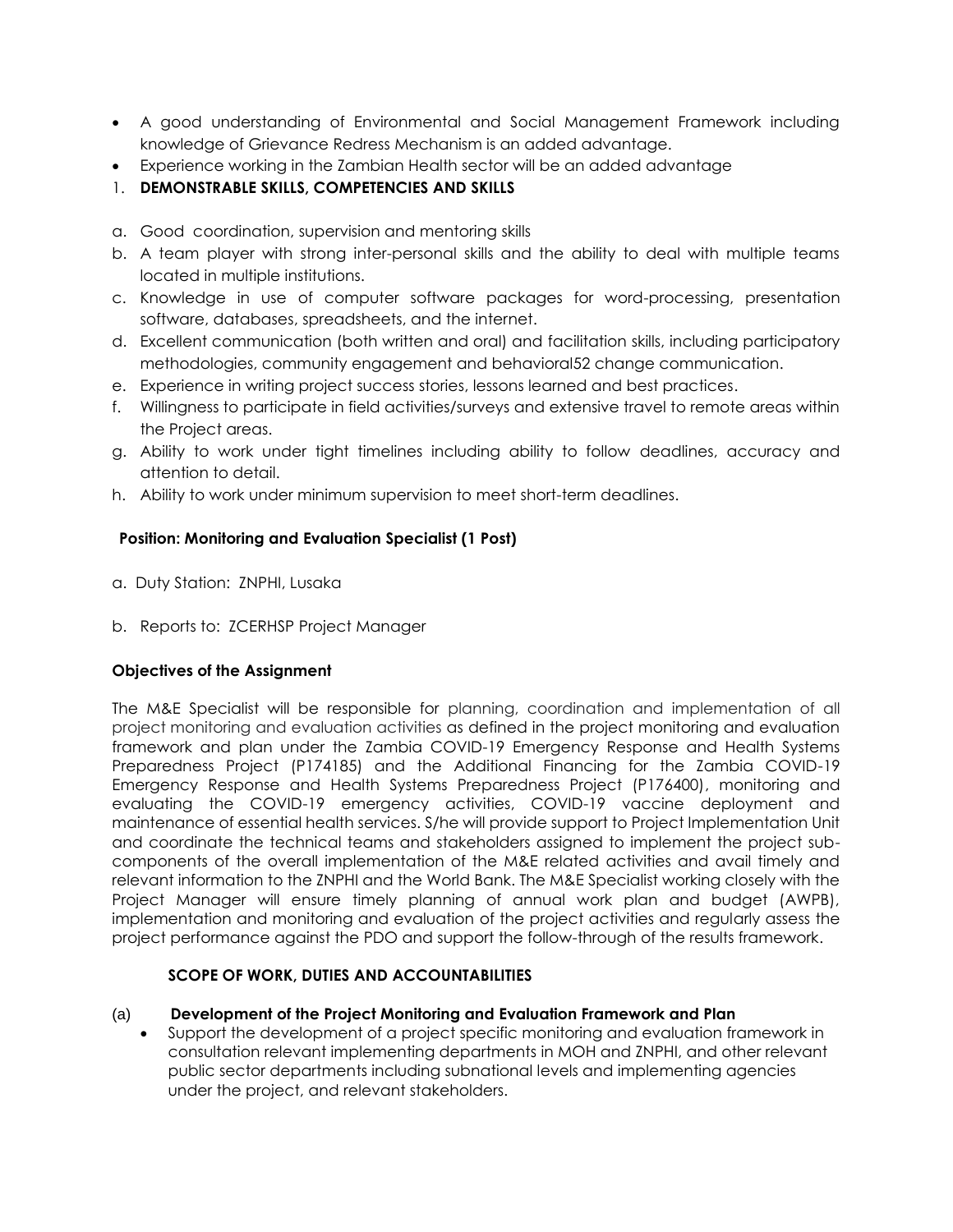- A good understanding of Environmental and Social Management Framework including knowledge of Grievance Redress Mechanism is an added advantage.
- Experience working in the Zambian Health sector will be an added advantage

1. **DEMONSTRABLE SKILLS, COMPETENCIES AND SKILLS**

a. Good coordination, supervision and mentoring skills
b. A team player with strong inter-personal skills and the ability to deal with multiple teams located in multiple institutions.
c. Knowledge in use of computer software packages for word-processing, presentation software, databases, spreadsheets, and the internet.
d. Excellent communication (both written and oral) and facilitation skills, including participatory methodologies, community engagement and behavioral52 change communication.
e. Experience in writing project success stories, lessons learned and best practices.
f. Willingness to participate in field activities/surveys and extensive travel to remote areas within the Project areas.
g. Ability to work under tight timelines including ability to follow deadlines, accuracy and attention to detail.
h. Ability to work under minimum supervision to meet short-term deadlines.

**Position: Monitoring and Evaluation Specialist (1 Post)**

a. Duty Station: ZNPHI, Lusaka

b. Reports to: ZCERHSP Project Manager

**Objectives of the Assignment**

The M&E Specialist will be responsible for planning, coordination and implementation of all project monitoring and evaluation activities as defined in the project monitoring and evaluation framework and plan under the Zambia COVID-19 Emergency Response and Health Systems Preparedness Project (P174185) and the Additional Financing for the Zambia COVID-19 Emergency Response and Health Systems Preparedness Project (P176400), monitoring and evaluating the COVID-19 emergency activities, COVID-19 vaccine deployment and maintenance of essential health services. S/he will provide support to Project Implementation Unit and coordinate the technical teams and stakeholders assigned to implement the project sub-components of the overall implementation of the M&E related activities and avail timely and relevant information to the ZNPHI and the World Bank. The M&E Specialist working closely with the Project Manager will ensure timely planning of annual work plan and budget (AWPB), implementation and monitoring and evaluation of the project activities and regularly assess the project performance against the PDO and support the follow-through of the results framework.

**SCOPE OF WORK, DUTIES AND ACCOUNTABILITIES**

(a) **Development of the Project Monitoring and Evaluation Framework and Plan**

- Support the development of a project specific monitoring and evaluation framework in consultation relevant implementing departments in MOH and ZNPHI, and other relevant public sector departments including subnational levels and implementing agencies under the project, and relevant stakeholders.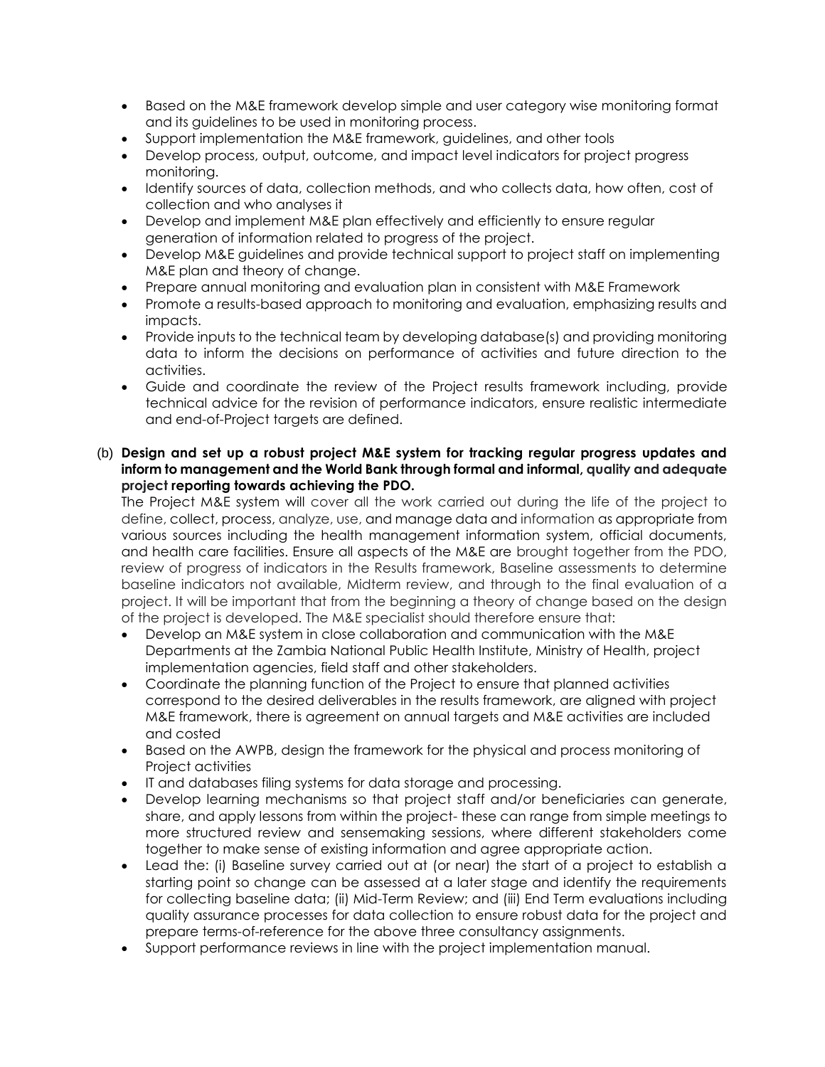- Based on the M&E framework develop simple and user category wise monitoring format and its guidelines to be used in monitoring process.
- Support implementation the M&E framework, guidelines, and other tools
- Develop process, output, outcome, and impact level indicators for project progress monitoring.
- Identify sources of data, collection methods, and who collects data, how often, cost of collection and who analyses it
- Develop and implement M&E plan effectively and efficiently to ensure regular generation of information related to progress of the project.
- Develop M&E guidelines and provide technical support to project staff on implementing M&E plan and theory of change.
- Prepare annual monitoring and evaluation plan in consistent with M&E Framework
- Promote a results-based approach to monitoring and evaluation, emphasizing results and impacts.
- Provide inputs to the technical team by developing database(s) and providing monitoring data to inform the decisions on performance of activities and future direction to the activities.
- Guide and coordinate the review of the Project results framework including, provide technical advice for the revision of performance indicators, ensure realistic intermediate and end-of-Project targets are defined.

(b) **Design and set up a robust project M&E system for tracking regular progress updates and inform to management and the World Bank through formal and informal, quality and adequate project reporting towards achieving the PDO.**

The Project M&E system will cover all the work carried out during the life of the project to define, collect, process, analyze, use, and manage data and information as appropriate from various sources including the health management information system, official documents, and health care facilities. Ensure all aspects of the M&E are brought together from the PDO, review of progress of indicators in the Results framework, Baseline assessments to determine baseline indicators not available, Midterm review, and through to the final evaluation of a project. It will be important that from the beginning a theory of change based on the design of the project is developed. The M&E specialist should therefore ensure that:

- Develop an M&E system in close collaboration and communication with the M&E Departments at the Zambia National Public Health Institute, Ministry of Health, project implementation agencies, field staff and other stakeholders.
- Coordinate the planning function of the Project to ensure that planned activities correspond to the desired deliverables in the results framework, are aligned with project M&E framework, there is agreement on annual targets and M&E activities are included and costed
- Based on the AWPB, design the framework for the physical and process monitoring of Project activities
- IT and databases filing systems for data storage and processing.
- Develop learning mechanisms so that project staff and/or beneficiaries can generate, share, and apply lessons from within the project- these can range from simple meetings to more structured review and sensemaking sessions, where different stakeholders come together to make sense of existing information and agree appropriate action.
- Lead the: (i) Baseline survey carried out at (or near) the start of a project to establish a starting point so change can be assessed at a later stage and identify the requirements for collecting baseline data; (ii) Mid-Term Review; and (iii) End Term evaluations including quality assurance processes for data collection to ensure robust data for the project and prepare terms-of-reference for the above three consultancy assignments.
- Support performance reviews in line with the project implementation manual.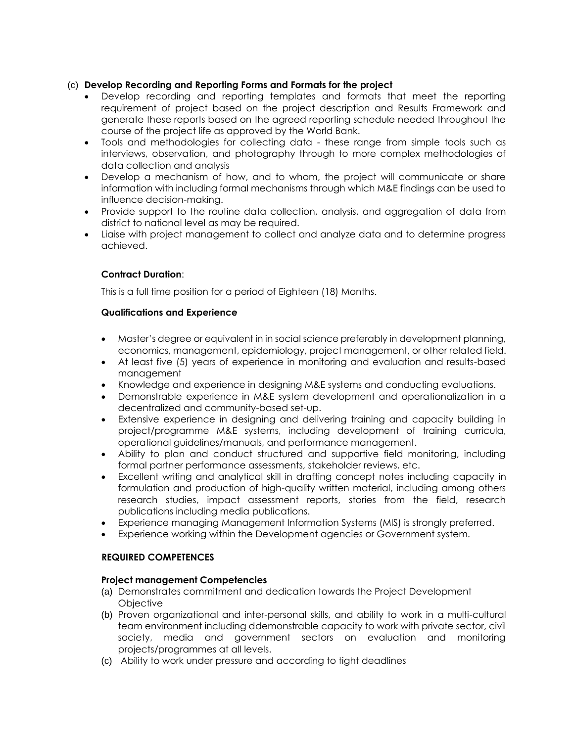(c) **Develop Recording and Reporting Forms and Formats for the project**

- Develop recording and reporting templates and formats that meet the reporting requirement of project based on the project description and Results Framework and generate these reports based on the agreed reporting schedule needed throughout the course of the project life as approved by the World Bank.
- Tools and methodologies for collecting data - these range from simple tools such as interviews, observation, and photography through to more complex methodologies of data collection and analysis
- Develop a mechanism of how, and to whom, the project will communicate or share information with including formal mechanisms through which M&E findings can be used to influence decision-making.
- Provide support to the routine data collection, analysis, and aggregation of data from district to national level as may be required.
- Liaise with project management to collect and analyze data and to determine progress achieved.

**Contract Duration**:

This is a full time position for a period of Eighteen (18) Months.

**Qualifications and Experience**

- Master's degree or equivalent in in social science preferably in development planning, economics, management, epidemiology, project management, or other related field.
- At least five (5) years of experience in monitoring and evaluation and results-based management
- Knowledge and experience in designing M&E systems and conducting evaluations.
- Demonstrable experience in M&E system development and operationalization in a decentralized and community-based set-up.
- Extensive experience in designing and delivering training and capacity building in project/programme M&E systems, including development of training curricula, operational guidelines/manuals, and performance management.
- Ability to plan and conduct structured and supportive field monitoring, including formal partner performance assessments, stakeholder reviews, etc.
- Excellent writing and analytical skill in drafting concept notes including capacity in formulation and production of high-quality written material, including among others research studies, impact assessment reports, stories from the field, research publications including media publications.
- Experience managing Management Information Systems (MIS) is strongly preferred.
- Experience working within the Development agencies or Government system.

**REQUIRED COMPETENCES**

**Project management Competencies**

(a) Demonstrates commitment and dedication towards the Project Development Objective

(b) Proven organizational and inter-personal skills, and ability to work in a multi-cultural team environment including ddemonstrable capacity to work with private sector, civil society, media and government sectors on evaluation and monitoring projects/programmes at all levels.

(c) Ability to work under pressure and according to tight deadlines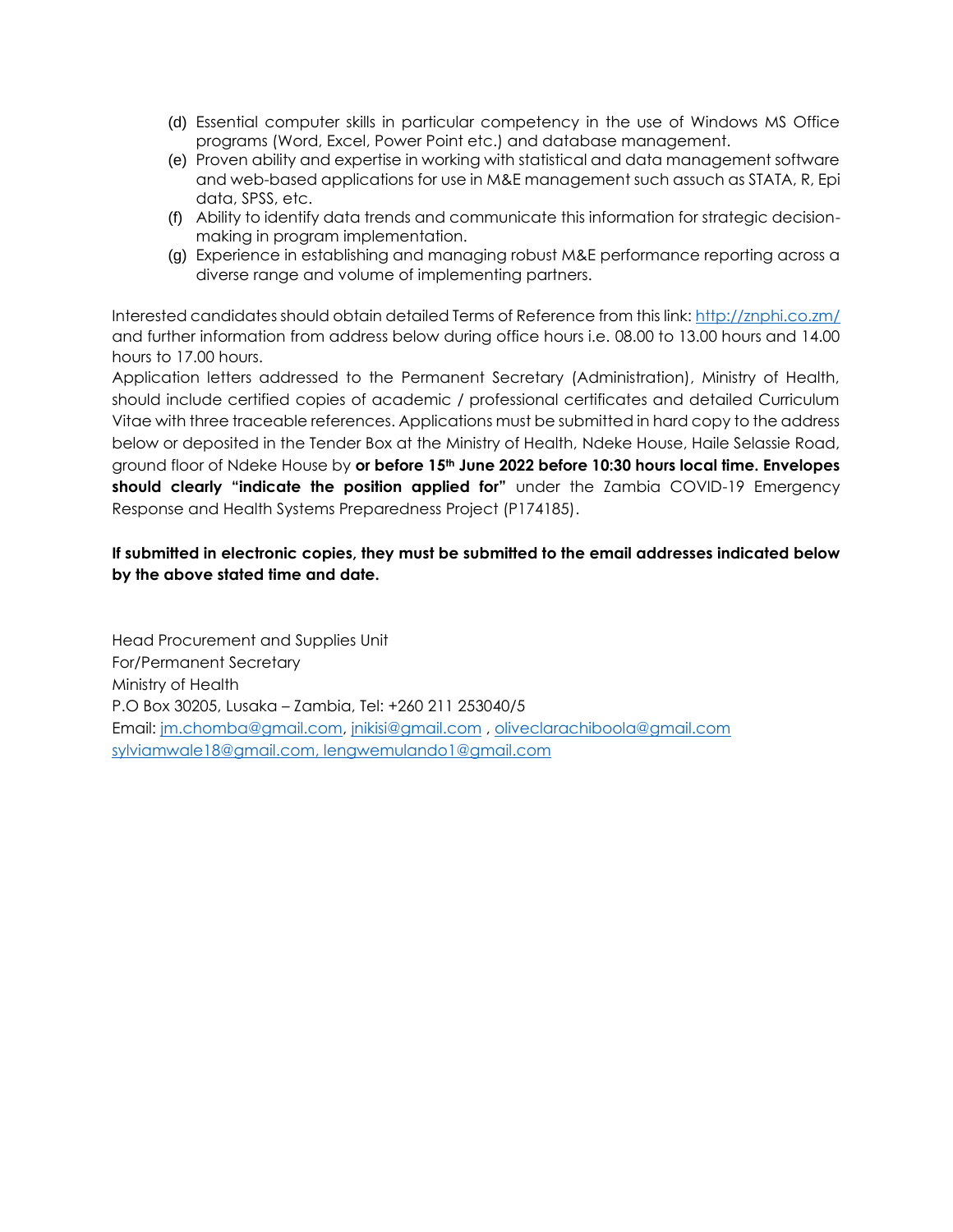(d) Essential computer skills in particular competency in the use of Windows MS Office programs (Word, Excel, Power Point etc.) and database management.
(e) Proven ability and expertise in working with statistical and data management software and web-based applications for use in M&E management such assuch as STATA, R, Epi data, SPSS, etc.
(f) Ability to identify data trends and communicate this information for strategic decision-making in program implementation.
(g) Experience in establishing and managing robust M&E performance reporting across a diverse range and volume of implementing partners.

Interested candidates should obtain detailed Terms of Reference from this link: [http://znphi.co.zm/](http://znphi.co.zm/) and further information from address below during office hours i.e. 08.00 to 13.00 hours and 14.00 hours to 17.00 hours.

Application letters addressed to the Permanent Secretary (Administration), Ministry of Health, should include certified copies of academic / professional certificates and detailed Curriculum Vitae with three traceable references. Applications must be submitted in hard copy to the address below or deposited in the Tender Box at the Ministry of Health, Ndeke House, Haile Selassie Road, ground floor of Ndeke House by **or before 15th June 2022 before 10:30 hours local time. Envelopes should clearly "indicate the position applied for"** under the Zambia COVID-19 Emergency Response and Health Systems Preparedness Project (P174185).

**If submitted in electronic copies, they must be submitted to the email addresses indicated below by the above stated time and date.**

Head Procurement and Supplies Unit
For/Permanent Secretary
Ministry of Health
P.O Box 30205, Lusaka – Zambia, Tel: +260 211 253040/5
Email: jm.chomba@gmail.com, jnikisi@gmail.com , oliveclarachiboola@gmail.com
sylviamwale18@gmail.com, lengwemulando1@gmail.com